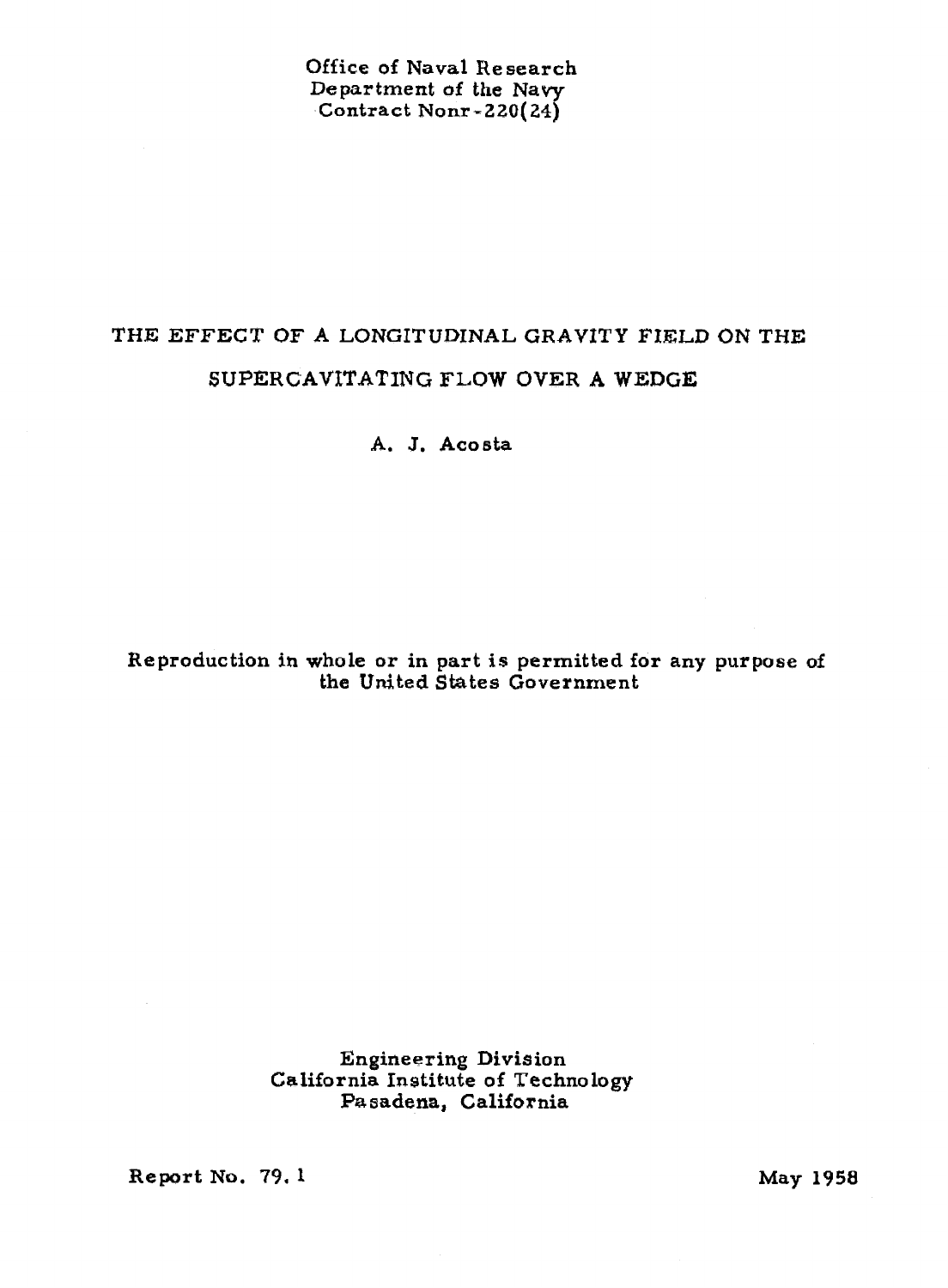Office of Naval Research
Department of the Navy
Contract Nonr-220(24)

# THE EFFECT OF A LONGITUDINAL GRAVITY FIELD ON THE SUPERCAVITATING FLOW OVER A WEDGE

A. J. Acosta

Reproduction in whole or in part is permitted for any purpose of the United States Government

Engineering Division
California Institute of Technology
Pasadena, California

Report No. 79.1

May 1958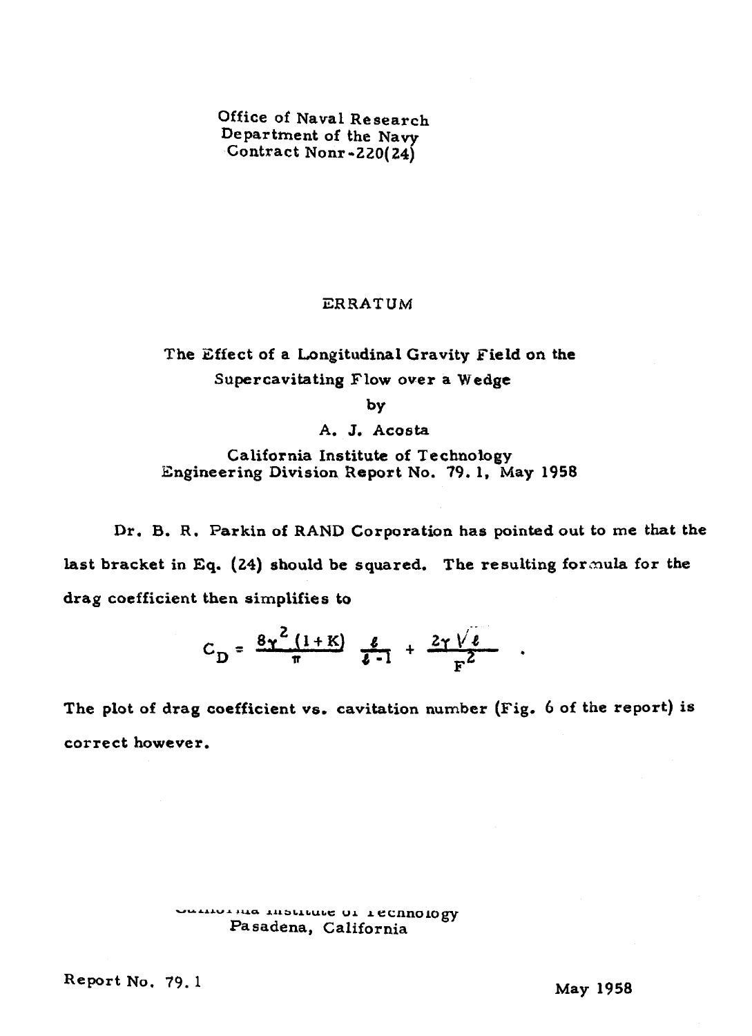Office of Naval Research
Department of the Navy
Contract Nonr-220(24)

# ERRATUM

## The Effect of a Longitudinal Gravity Field on the Supercavitating Flow over a Wedge

by

A. J. Acosta

California Institute of Technology
Engineering Division Report No. 79.1, May 1958

Dr. B. R. Parkin of RAND Corporation has pointed out to me that the last bracket in Eq. (24) should be squared. The resulting formula for the drag coefficient then simplifies to

$$C_D = \frac{8\gamma^2 (1+K)}{\pi} \frac{\ell}{\ell - 1} + \frac{2\gamma \sqrt{\ell}}{F^2} \quad .$$

The plot of drag coefficient vs. cavitation number (Fig. 6 of the report) is correct however.

California Institute of Technology
Pasadena, California

Report No. 79.1

May 1958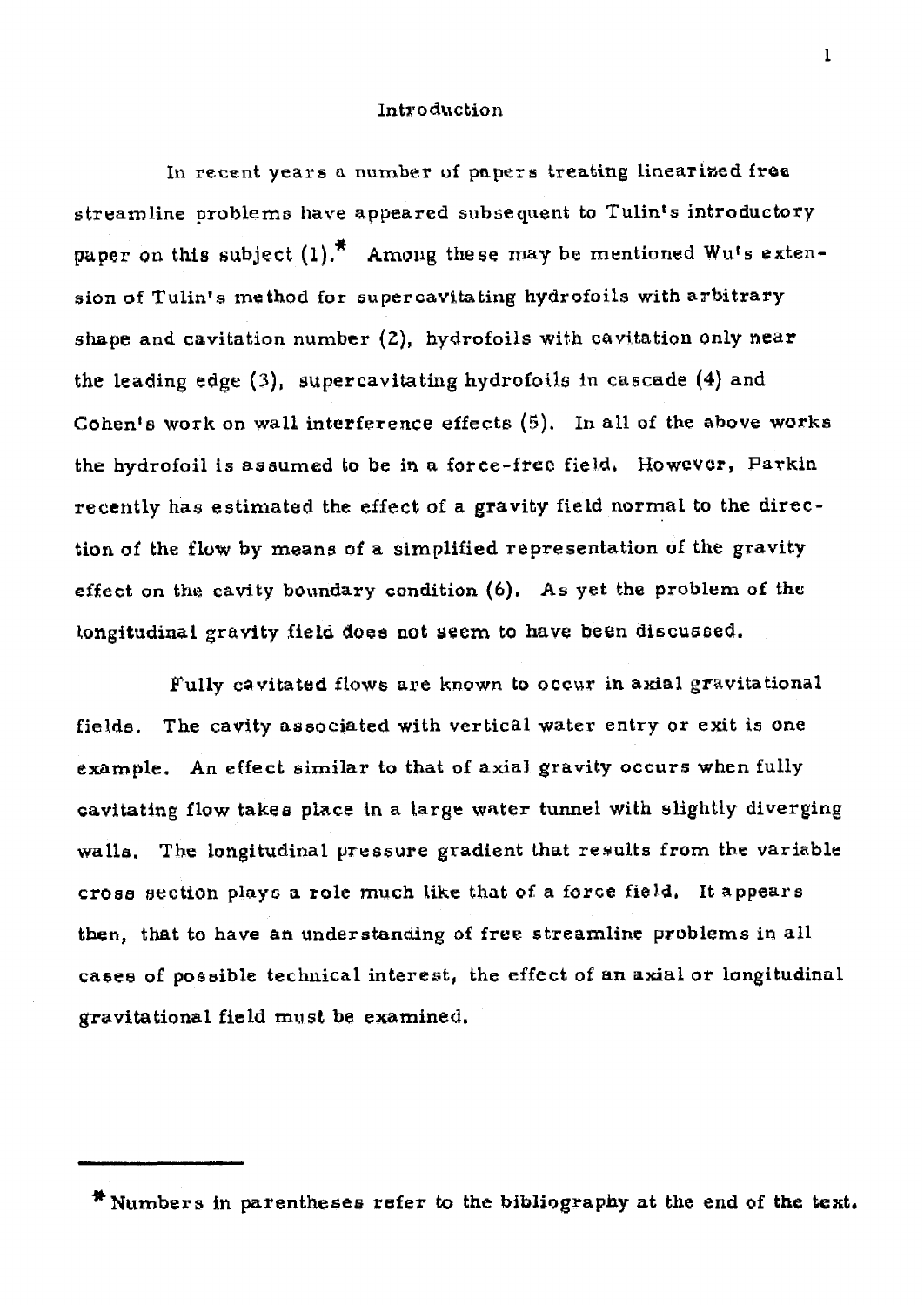# Introduction

In recent years a number of papers treating linearized free streamline problems have appeared subsequent to Tulin's introductory paper on this subject (1).* Among these may be mentioned Wu's extension of Tulin's method for supercavitating hydrofoils with arbitrary shape and cavitation number (2), hydrofoils with cavitation only near the leading edge (3), supercavitating hydrofoils in cascade (4) and Cohen's work on wall interference effects (5). In all of the above works the hydrofoil is assumed to be in a force-free field. However, Parkin recently has estimated the effect of a gravity field normal to the direction of the flow by means of a simplified representation of the gravity effect on the cavity boundary condition (6). As yet the problem of the longitudinal gravity field does not seem to have been discussed.

Fully cavitated flows are known to occur in axial gravitational fields. The cavity associated with vertical water entry or exit is one example. An effect similar to that of axial gravity occurs when fully cavitating flow takes place in a large water tunnel with slightly diverging walls. The longitudinal pressure gradient that results from the variable cross section plays a role much like that of a force field. It appears then, that to have an understanding of free streamline problems in all cases of possible technical interest, the effect of an axial or longitudinal gravitational field must be examined.

---

\* Numbers in parentheses refer to the bibliography at the end of the text.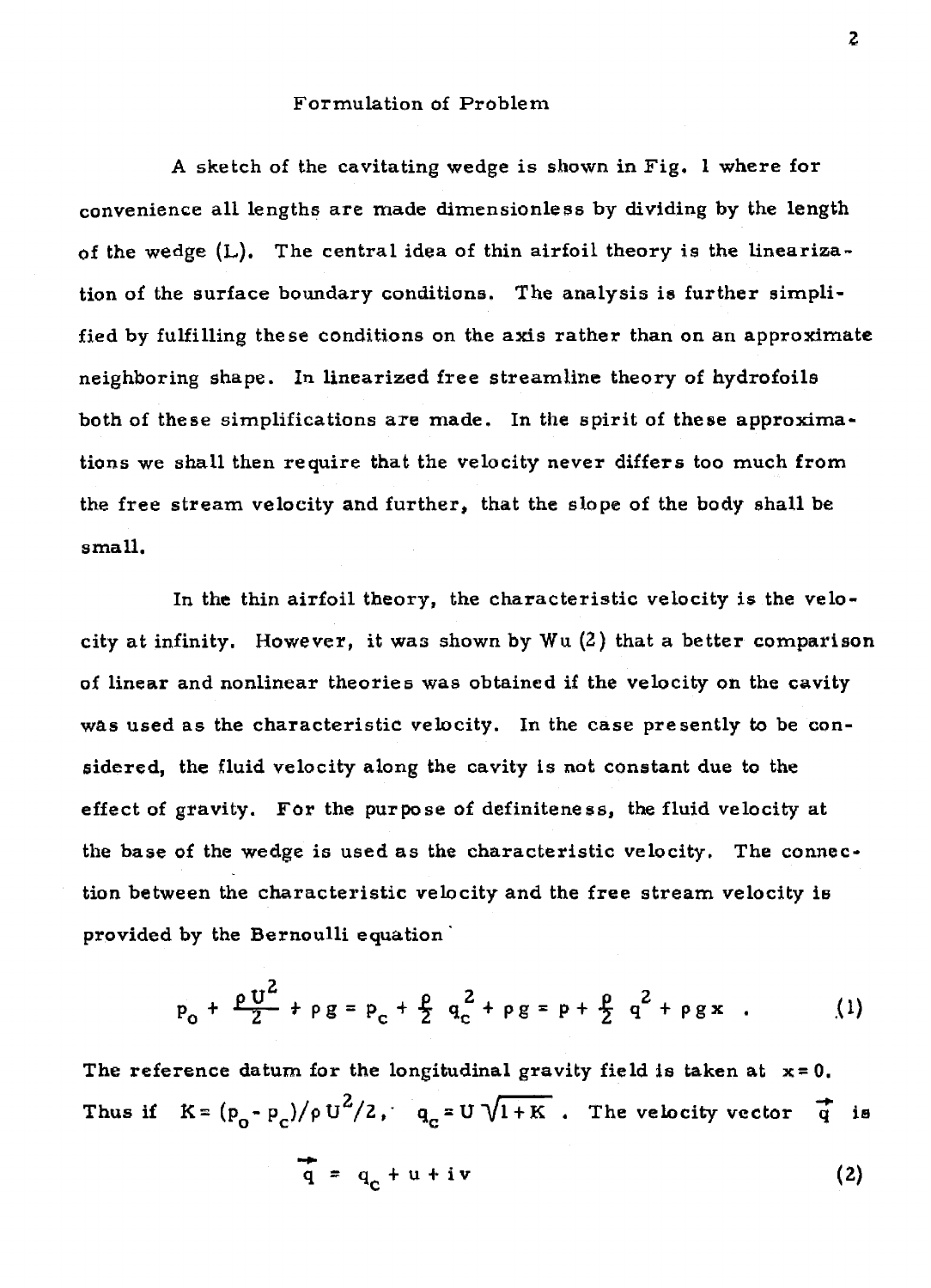## Formulation of Problem

A sketch of the cavitating wedge is shown in Fig. 1 where for convenience all lengths are made dimensionless by dividing by the length of the wedge (L). The central idea of thin airfoil theory is the linearization of the surface boundary conditions. The analysis is further simplified by fulfilling these conditions on the axis rather than on an approximate neighboring shape. In linearized free streamline theory of hydrofoils both of these simplifications are made. In the spirit of these approximations we shall then require that the velocity never differs too much from the free stream velocity and further, that the slope of the body shall be small.

In the thin airfoil theory, the characteristic velocity is the velocity at infinity. However, it was shown by Wu (2) that a better comparison of linear and nonlinear theories was obtained if the velocity on the cavity was used as the characteristic velocity. In the case presently to be considered, the fluid velocity along the cavity is not constant due to the effect of gravity. For the purpose of definiteness, the fluid velocity at the base of the wedge is used as the characteristic velocity. The connection between the characteristic velocity and the free stream velocity is provided by the Bernoulli equation

$$p_o + \frac{\rho U^2}{2} + \rho g = p_c + \frac{\rho}{2} q_c^2 + \rho g = p + \frac{\rho}{2} q^2 + \rho g x \quad . \tag{1}$$

The reference datum for the longitudinal gravity field is taken at $x = 0$. Thus if $K = (p_o - p_c)/\rho U^2/2$, $q_c = U\sqrt{1+K}$. The velocity vector $\vec{q}$ is

$$\vec{q} = q_c + u + i\,v \tag{2}$$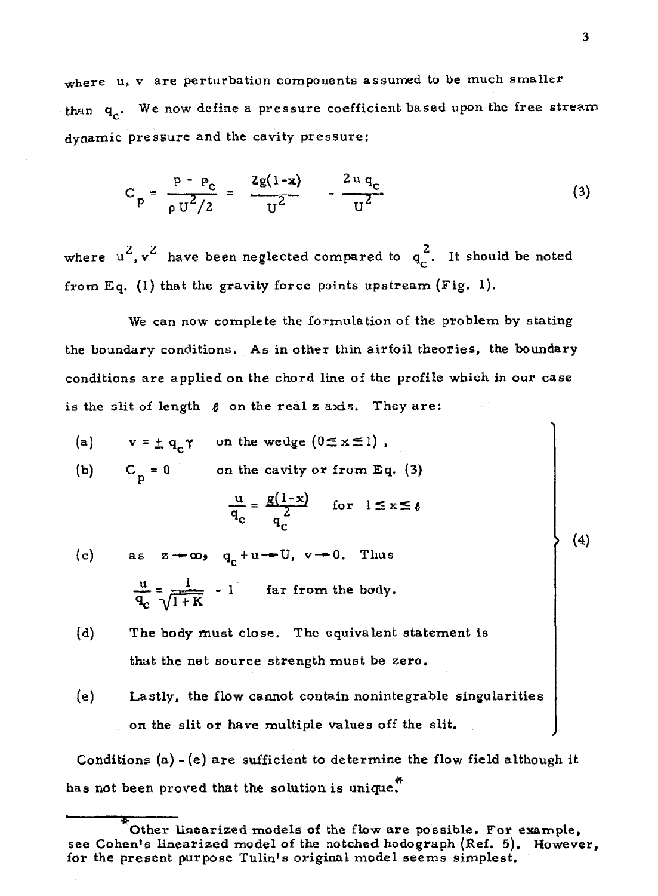where u, v are perturbation components assumed to be much smaller than $q_c$. We now define a pressure coefficient based upon the free stream dynamic pressure and the cavity pressure:

$$C_p = \frac{p - p_c}{\rho U^2/2} = \frac{2g(1-x)}{U^2} - \frac{2u\,q_c}{U^2} \tag{3}$$

where $u^2, v^2$ have been neglected compared to $q_c^2$. It should be noted from Eq. (1) that the gravity force points upstream (Fig. 1).

We can now complete the formulation of the problem by stating the boundary conditions. As in other thin airfoil theories, the boundary conditions are applied on the chord line of the profile which in our case is the slit of length $\ell$ on the real z axis. They are:

(a) $v = \pm\, q_c \gamma$ on the wedge $(0 \leq x \leq 1)$,

(b) $C_p = 0$ on the cavity or from Eq. (3)

$$\frac{u}{q_c} = \frac{g(1-x)}{q_c^2} \quad \text{for } 1 \leq x \leq \ell$$

(c) as $z \to \infty$, $q_c + u \to U$, $v \to 0$. Thus

$$\frac{u}{q_c} = \frac{1}{\sqrt{1+K}} - 1 \quad \text{far from the body.}$$

(d) The body must close. The equivalent statement is that the net source strength must be zero.

(e) Lastly, the flow cannot contain nonintegrable singularities on the slit or have multiple values off the slit.

(4)

Conditions (a) - (e) are sufficient to determine the flow field although it has not been proved that the solution is unique.*

---

*Other linearized models of the flow are possible. For example, see Cohen's linearized model of the notched hodograph (Ref. 5). However, for the present purpose Tulin's original model seems simplest.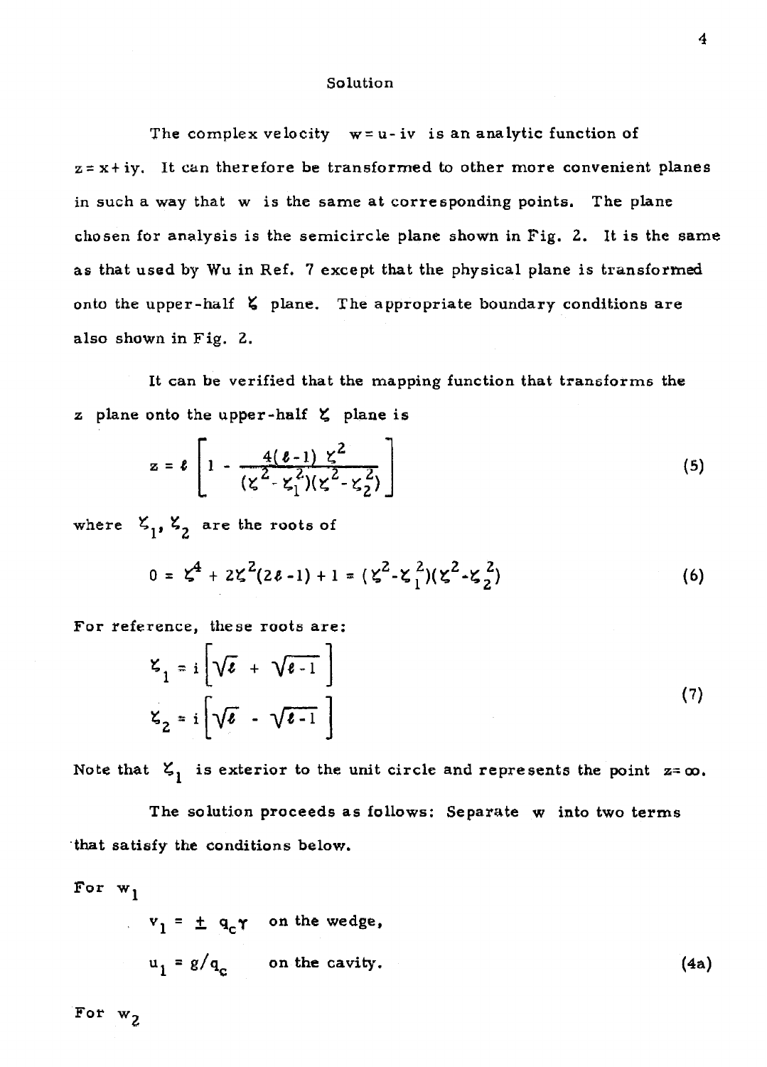## Solution

The complex velocity $w = u - iv$ is an analytic function of $z = x + iy$. It can therefore be transformed to other more convenient planes in such a way that $w$ is the same at corresponding points. The plane chosen for analysis is the semicircle plane shown in Fig. 2. It is the same as that used by Wu in Ref. 7 except that the physical plane is transformed onto the upper-half $\zeta$ plane. The appropriate boundary conditions are also shown in Fig. 2.

It can be verified that the mapping function that transforms the $z$ plane onto the upper-half $\zeta$ plane is

$$z = \ell \left[ 1 - \frac{4(\ell - 1)\,\zeta^2}{(\zeta^2 - \zeta_1^2)(\zeta^2 - \zeta_2^2)} \right] \tag{5}$$

where $\zeta_1, \zeta_2$ are the roots of

$$0 = \zeta^4 + 2\zeta^2(2\ell - 1) + 1 = (\zeta^2 - \zeta_1^2)(\zeta^2 - \zeta_2^2) \tag{6}$$

For reference, these roots are:

$$\begin{aligned} \zeta_1 &= i\left[\sqrt{\ell} + \sqrt{\ell - 1}\,\right] \\ \zeta_2 &= i\left[\sqrt{\ell} - \sqrt{\ell - 1}\,\right] \end{aligned} \tag{7}$$

Note that $\zeta_1$ is exterior to the unit circle and represents the point $z = \infty$.

The solution proceeds as follows: Separate $w$ into two terms that satisfy the conditions below.

For $w_1$

$$\begin{aligned} v_1 &= \pm\, q_c \gamma \quad \text{on the wedge,} \\ u_1 &= g/q_c \quad \text{on the cavity.} \end{aligned} \tag{4a}$$

For $w_2$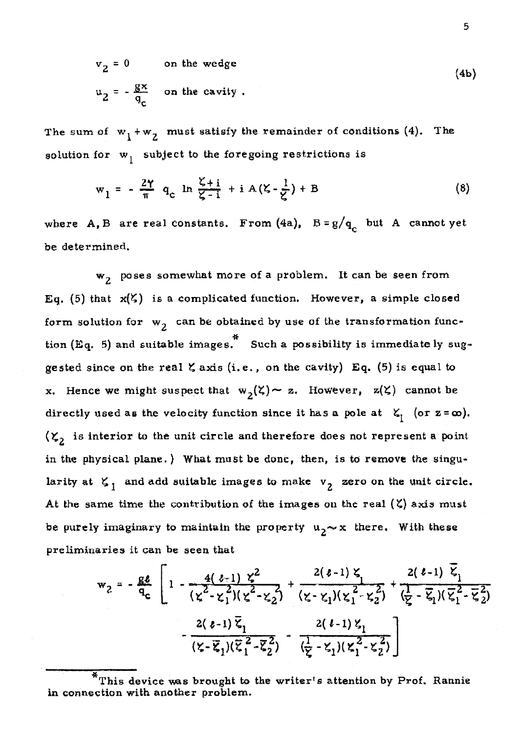$$v_2 = 0 \qquad \text{on the wedge}$$

$$u_2 = -\frac{gx}{q_c} \qquad \text{on the cavity .} \tag{4b}$$

The sum of $w_1 + w_2$ must satisfy the remainder of conditions (4). The solution for $w_1$ subject to the foregoing restrictions is

$$w_1 = -\frac{2\Upsilon}{\pi} q_c \ln \frac{\zeta + i}{\zeta - i} + i A\left(\zeta - \frac{1}{\zeta}\right) + B \tag{8}$$

where A, B are real constants. From (4a), $B = g/q_c$ but A cannot yet be determined.

$w_2$ poses somewhat more of a problem. It can be seen from Eq. (5) that $x(\zeta)$ is a complicated function. However, a simple closed form solution for $w_2$ can be obtained by use of the transformation function (Eq. 5) and suitable images.* Such a possibility is immediately suggested since on the real $\zeta$ axis (i.e., on the cavity) Eq. (5) is equal to x. Hence we might suspect that $w_2(\zeta) \sim z$. However, $z(\zeta)$ cannot be directly used as the velocity function since it has a pole at $\zeta_1$ (or $z = \infty$). ($\zeta_2$ is interior to the unit circle and therefore does not represent a point in the physical plane.) What must be done, then, is to remove the singularity at $\zeta_1$ and add suitable images to make $v_2$ zero on the unit circle. At the same time the contribution of the images on the real ($\zeta$) axis must be purely imaginary to maintain the property $u_2 \sim x$ there. With these preliminaries it can be seen that

$$w_2 = -\frac{g\ell}{q_c}\left[1 - \frac{4(\ell-1)\zeta^2}{(\zeta^2-\zeta_1^2)(\zeta^2-\zeta_2^2)} + \frac{2(\ell-1)\zeta_1}{(\zeta-\zeta_1)(\zeta_1^2-\zeta_2^2)} + \frac{2(\ell-1)\bar{\zeta}_1}{(\frac{1}{\zeta}-\bar{\zeta}_1)(\bar{\zeta}_1^2-\bar{\zeta}_2^2)} \right.$$

$$\left. - \frac{2(\ell-1)\bar{\zeta}_1}{(\zeta-\bar{\zeta}_1)(\bar{\zeta}_1^2-\bar{\zeta}_2^2)} - \frac{2(\ell-1)\zeta_1}{(\frac{1}{\zeta}-\zeta_1)(\zeta_1^2-\zeta_2^2)}\right]$$

---

*This device was brought to the writer's attention by Prof. Rannie in connection with another problem.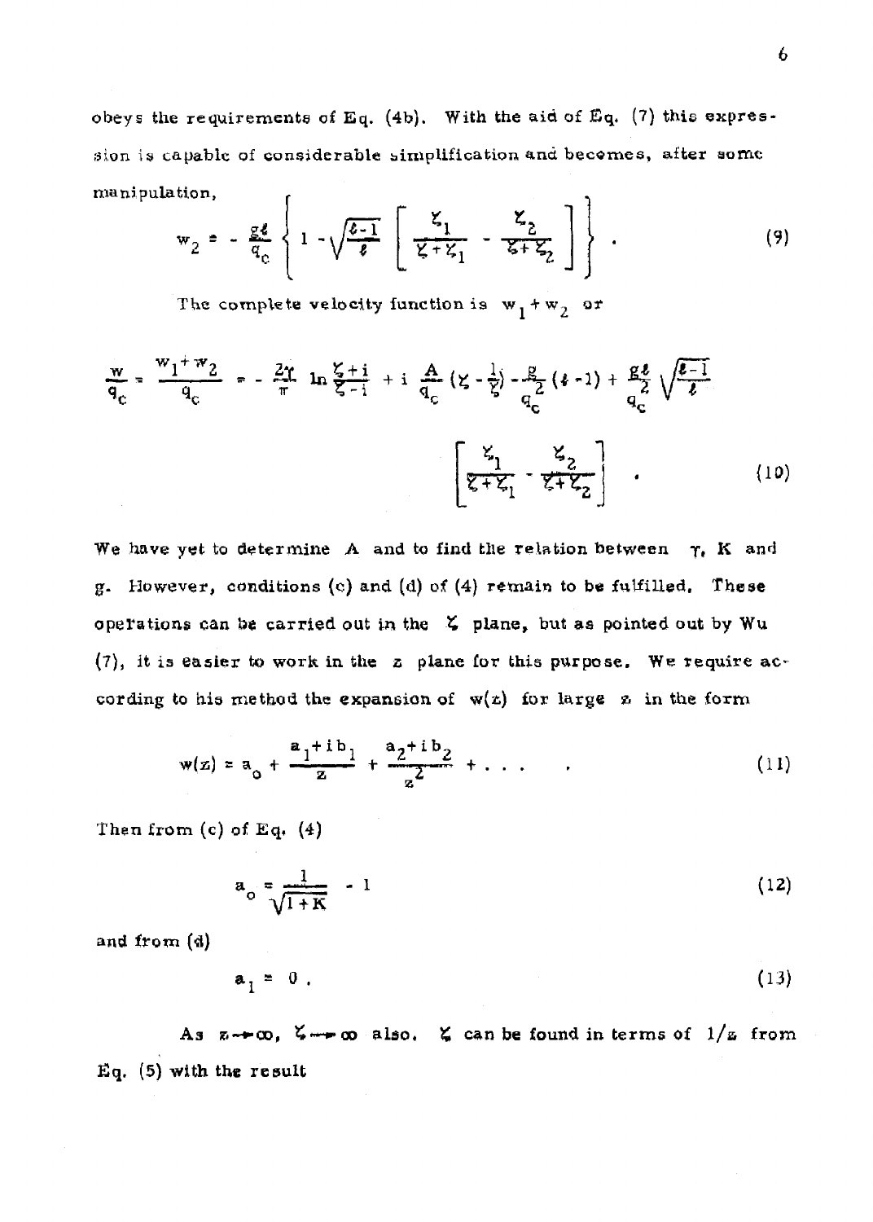obeys the requirements of Eq. (4b). With the aid of Eq. (7) this expression is capable of considerable simplification and becomes, after some manipulation,

$$w_2 = -\frac{g\ell}{q_c}\left\{1 - \sqrt{\frac{\ell-1}{\ell}}\left[\frac{\zeta_1}{\zeta+\zeta_1} - \frac{\zeta_2}{\zeta+\zeta_2}\right]\right\} . \tag{9}$$

The complete velocity function is $w_1 + w_2$ or

$$\frac{w}{q_c} = \frac{w_1+w_2}{q_c} = -\frac{2\gamma}{\pi}\ln\frac{\zeta+i}{\zeta-i} + i\,\frac{A}{q_c}\left(\zeta - \frac{1}{\zeta}\right) - \frac{g}{q_c^2}(\ell-1) + \frac{g\ell}{q_c^2}\sqrt{\frac{\ell-1}{\ell}}\left[\frac{\zeta_1}{\zeta+\zeta_1} - \frac{\zeta_2}{\zeta+\zeta_2}\right] . \tag{10}$$

We have yet to determine A and to find the relation between $\gamma$, K and g. However, conditions (c) and (d) of (4) remain to be fulfilled. These operations can be carried out in the $\zeta$ plane, but as pointed out by Wu (7), it is easier to work in the z plane for this purpose. We require according to his method the expansion of $w(z)$ for large z in the form

$$w(z) = a_o + \frac{a_1 + i\,b_1}{z} + \frac{a_2 + i\,b_2}{z^2} + \ldots \tag{11}$$

Then from (c) of Eq. (4)

$$a_o = \frac{1}{\sqrt{1+K}} - 1 \tag{12}$$

and from (d)

$$a_1 = 0 . \tag{13}$$

As $z \to \infty$, $\zeta \to \infty$ also. $\zeta$ can be found in terms of $1/z$ from Eq. (5) with the result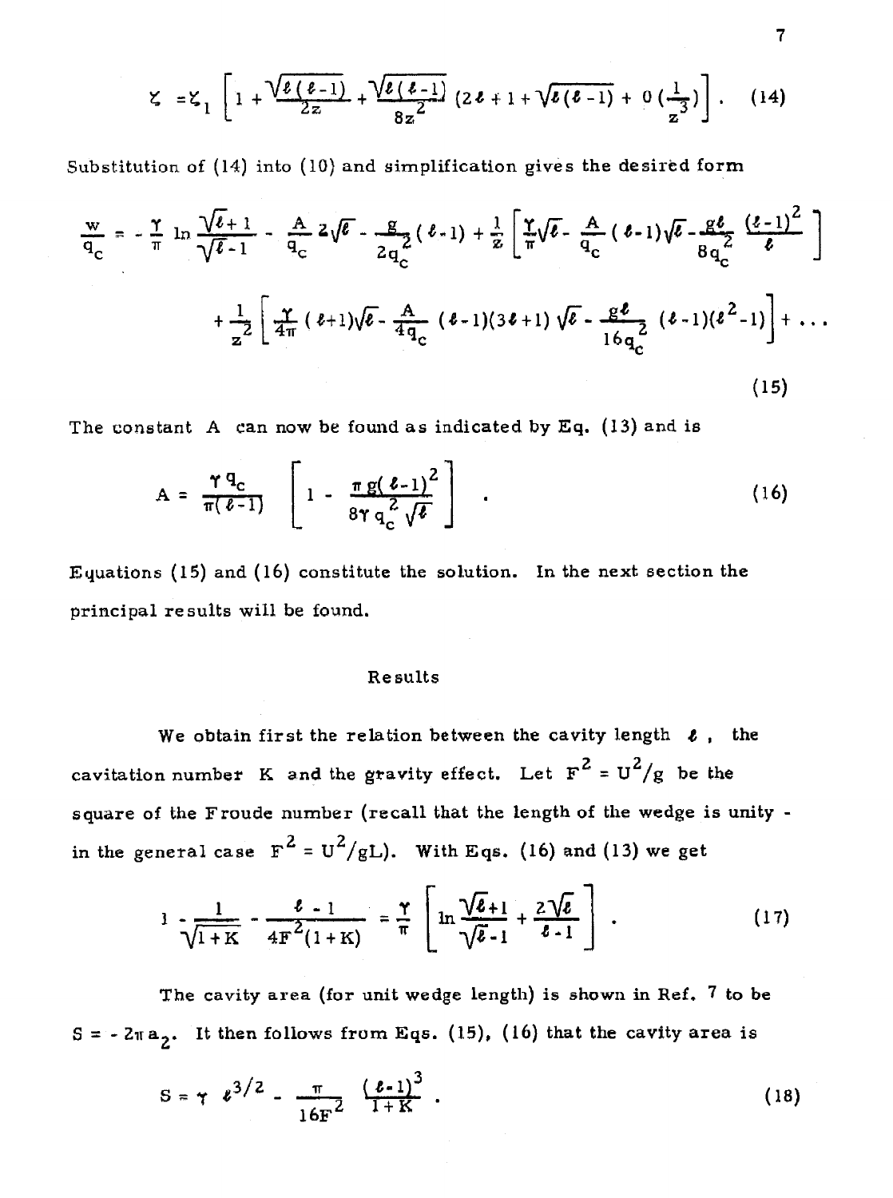$$\zeta = \zeta_1 \left[ 1 + \frac{\sqrt{\ell(\ell-1)}}{2z} + \frac{\sqrt{\ell(\ell-1)}}{8z^2} \left(2\ell + 1 + \sqrt{\ell(\ell-1)} + 0\left(\frac{1}{z^3}\right)\right) \right]. \quad (14)$$

Substitution of (14) into (10) and simplification gives the desired form

$$\frac{w}{q_c} = -\frac{\gamma}{\pi} \ln \frac{\sqrt{\ell}+1}{\sqrt{\ell}-1} - \frac{A}{q_c} 2\sqrt{\ell} - \frac{g}{2q_c^2}(\ell-1) + \frac{1}{z}\left[\frac{\gamma}{\pi}\sqrt{\ell} - \frac{A}{q_c}(\ell-1)\sqrt{\ell} - \frac{g\ell}{8q_c^2}\frac{(\ell-1)^2}{\ell}\right]$$

$$+ \frac{1}{z^2}\left[\frac{\gamma}{4\pi}(\ell+1)\sqrt{\ell} - \frac{A}{4q_c}(\ell-1)(3\ell+1)\sqrt{\ell} - \frac{g\ell}{16q_c^2}(\ell-1)(\ell^2-1)\right] + \ldots$$

$$(15)$$

The constant A can now be found as indicated by Eq. (13) and is

$$A = \frac{\gamma q_c}{\pi(\ell-1)} \left[ 1 - \frac{\pi g(\ell-1)^2}{8\gamma q_c^2 \sqrt{\ell}} \right]. \quad (16)$$

Equations (15) and (16) constitute the solution. In the next section the principal results will be found.

## Results

We obtain first the relation between the cavity length $\ell$, the cavitation number K and the gravity effect. Let $F^2 = U^2/g$ be the square of the Froude number (recall that the length of the wedge is unity - in the general case $F^2 = U^2/gL$). With Eqs. (16) and (13) we get

$$1 - \frac{1}{\sqrt{1+K}} - \frac{\ell - 1}{4F^2(1+K)} = \frac{\gamma}{\pi} \left[ \ln \frac{\sqrt{\ell}+1}{\sqrt{\ell}-1} + \frac{2\sqrt{\ell}}{\ell - 1} \right]. \quad (17)$$

The cavity area (for unit wedge length) is shown in Ref. 7 to be $S = -2\pi a_2$. It then follows from Eqs. (15), (16) that the cavity area is

$$S = \gamma\, \ell^{3/2} - \frac{\pi}{16F^2} \frac{(\ell-1)^3}{1+K}. \quad (18)$$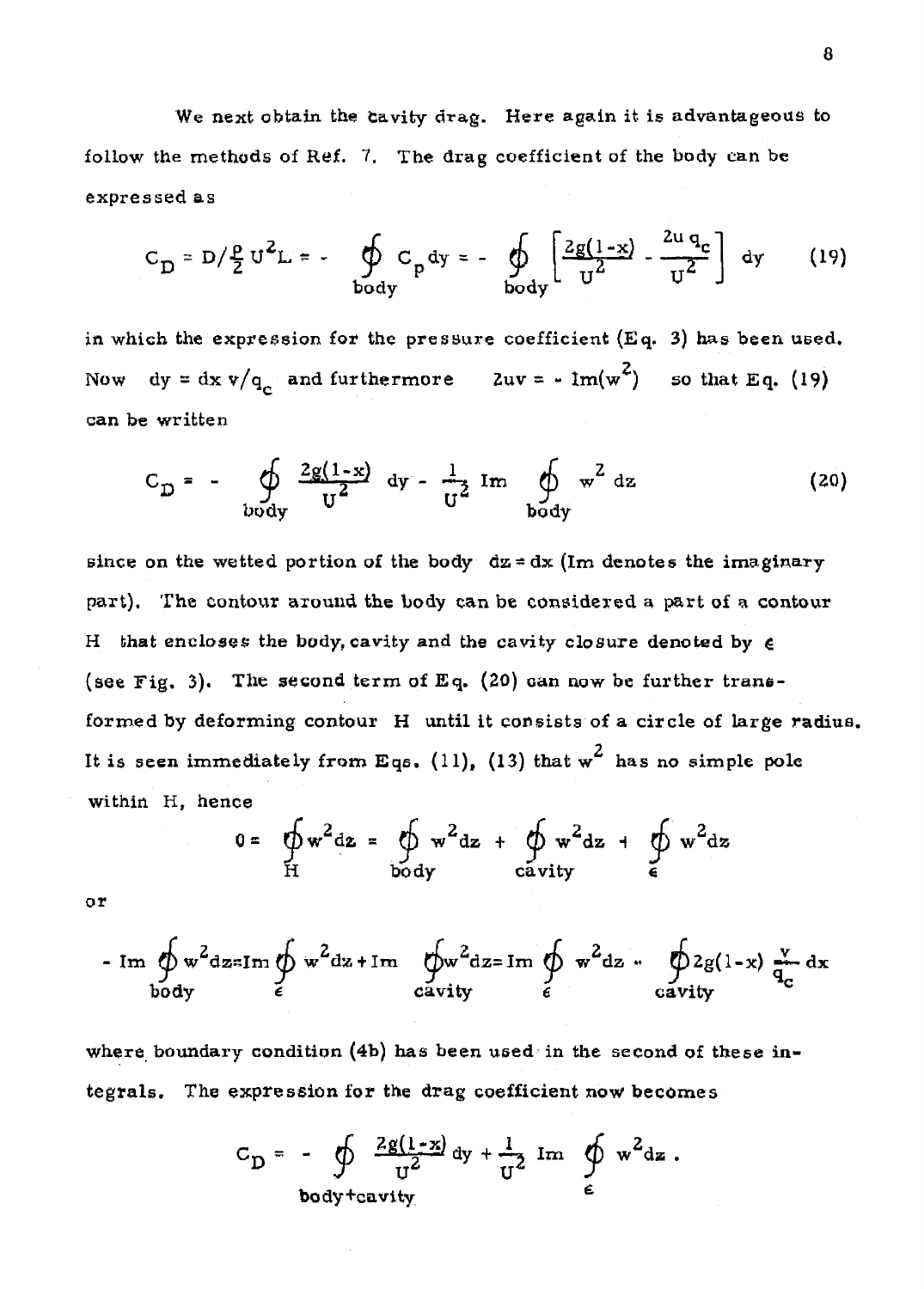We next obtain the cavity drag. Here again it is advantageous to follow the methods of Ref. 7. The drag coefficient of the body can be expressed as

$$C_D = D/\frac{\rho}{2}U^2 L = - \oint_{body} C_p \, dy = - \oint_{body} \left[ \frac{2g(1-x)}{U^2} - \frac{2u\, q_c}{U^2} \right] dy \qquad (19)$$

in which the expression for the pressure coefficient (Eq. 3) has been used. Now $dy = dx\, v/q_c$ and furthermore $2uv = -\,\mathrm{Im}(w^2)$ so that Eq. (19) can be written

$$C_D = - \oint_{body} \frac{2g(1-x)}{U^2} \, dy - \frac{1}{U^2} \, \mathrm{Im} \oint_{body} w^2 \, dz \qquad (20)$$

since on the wetted portion of the body $dz = dx$ (Im denotes the imaginary part). The contour around the body can be considered a part of a contour $H$ that encloses the body, cavity and the cavity closure denoted by $\epsilon$ (see Fig. 3). The second term of Eq. (20) can now be further transformed by deforming contour $H$ until it consists of a circle of large radius. It is seen immediately from Eqs. (11), (13) that $w^2$ has no simple pole within $H$, hence

$$0 = \oint_H w^2 dz = \oint_{body} w^2 dz + \oint_{cavity} w^2 dz + \oint_{\epsilon} w^2 dz$$

or

$$-\,\mathrm{Im} \oint_{body} w^2 dz = \mathrm{Im} \oint_{\epsilon} w^2 dz + \mathrm{Im} \oint_{cavity} w^2 dz = \mathrm{Im} \oint_{\epsilon} w^2 dz - \oint_{cavity} 2g(1-x) \frac{v}{q_c} \, dx$$

where boundary condition (4b) has been used in the second of these integrals. The expression for the drag coefficient now becomes

$$C_D = - \oint_{body+cavity} \frac{2g(1-x)}{U^2} \, dy + \frac{1}{U^2} \, \mathrm{Im} \oint_{\epsilon} w^2 dz \, .$$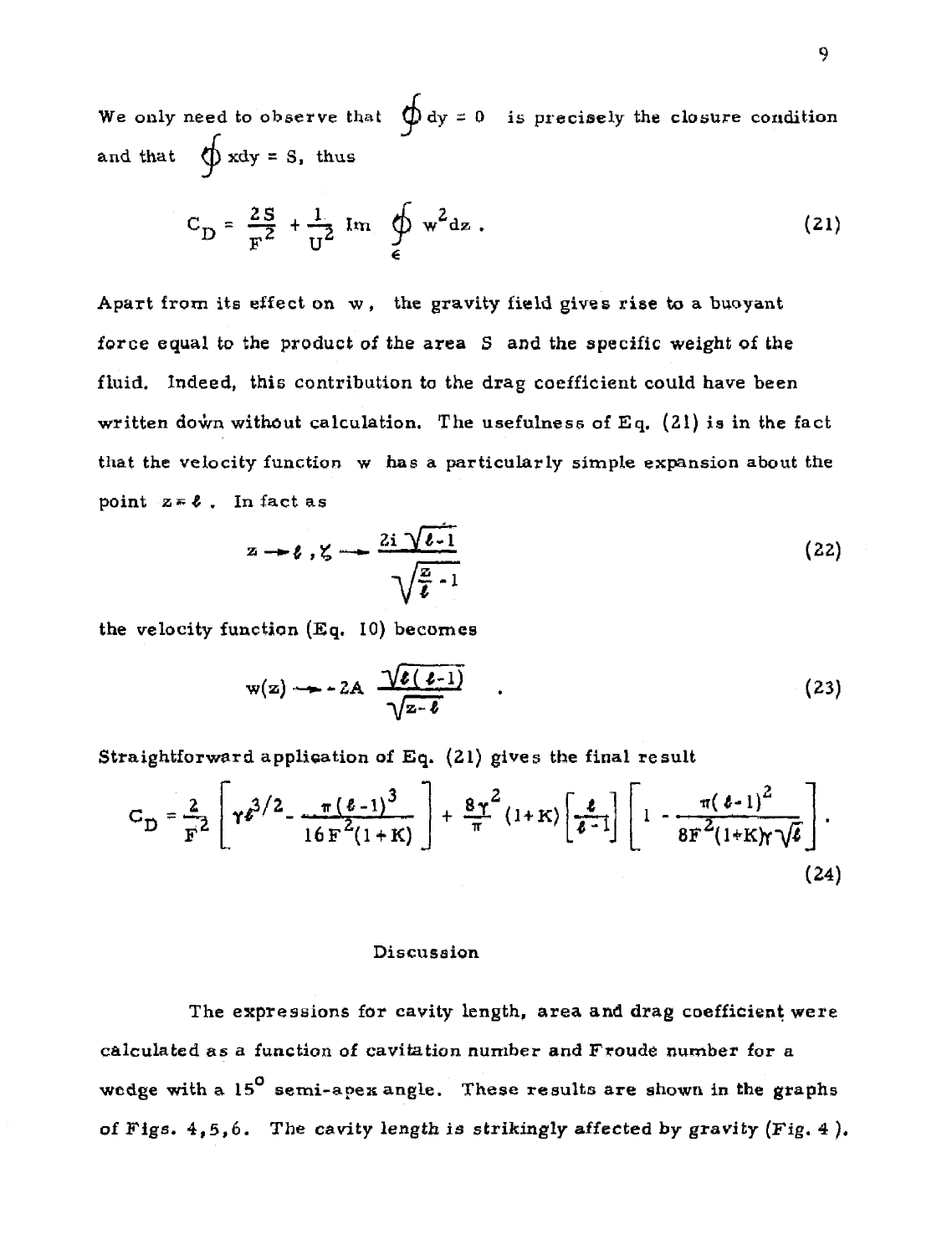We only need to observe that $\oint dy = 0$ is precisely the closure condition and that $\oint x dy = S$, thus

$$C_D = \frac{2S}{F^2} + \frac{1}{U^2} \operatorname{Im} \oint_{\epsilon} w^2 dz . \tag{21}$$

Apart from its effect on $w$, the gravity field gives rise to a buoyant force equal to the product of the area $S$ and the specific weight of the fluid. Indeed, this contribution to the drag coefficient could have been written down without calculation. The usefulness of Eq. (21) is in the fact that the velocity function $w$ has a particularly simple expansion about the point $z = \ell$. In fact as

$$z \to \ell , \zeta \to \frac{2i\sqrt{\ell - 1}}{\sqrt{\frac{z}{\ell} - 1}} \tag{22}$$

the velocity function (Eq. 10) becomes

$$w(z) \to -2A \frac{\sqrt{\ell(\ell-1)}}{\sqrt{z-\ell}} . \tag{23}$$

Straightforward application of Eq. (21) gives the final result

$$C_D = \frac{2}{F^2}\left[\gamma \ell^{3/2} - \frac{\pi(\ell-1)^3}{16F^2(1+K)}\right] + \frac{8\gamma^2}{\pi}(1+K)\left[\frac{\ell}{\ell-1}\right]\left[1 - \frac{\pi(\ell-1)^2}{8F^2(1+K)\gamma\sqrt{\ell}}\right]. \tag{24}$$

## Discussion

The expressions for cavity length, area and drag coefficient were calculated as a function of cavitation number and Froude number for a wedge with a $15^{\circ}$ semi-apex angle. These results are shown in the graphs of Figs. 4,5,6. The cavity length is strikingly affected by gravity (Fig. 4).